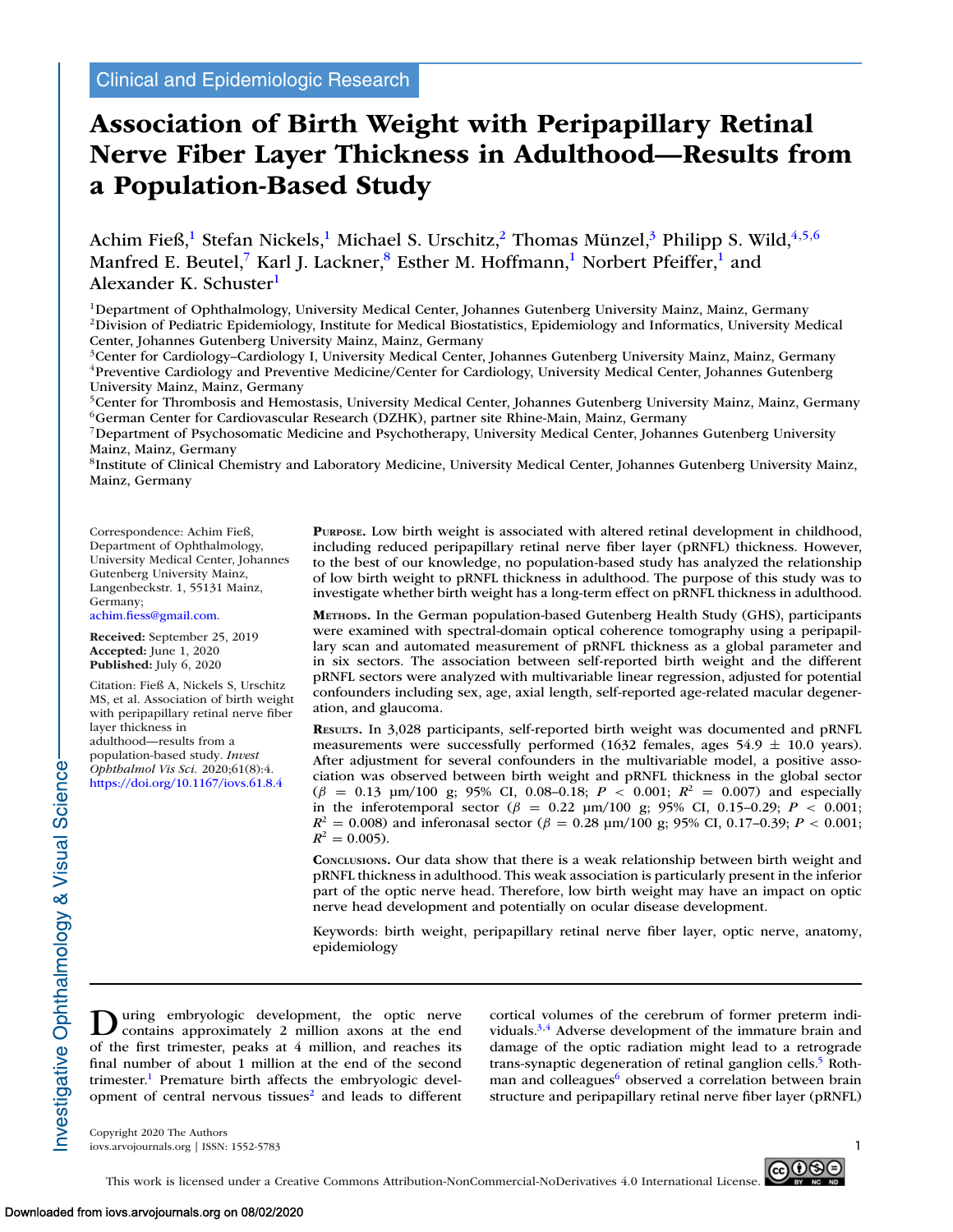Clinical and Epidemiologic Research

# Association of Birth Weight with Peripapillary Retinal Nerve Fiber Layer Thickness in Adulthood—Results from a Population-Based Study

Achim Fieß,[1] Stefan Nickels,[1] Michael S. Urschitz,[2] Thomas Münzel,[3] Philipp S. Wild,[4,5,6] Manfred E. Beutel,[7] Karl J. Lackner,[8] Esther M. Hoffmann,[1] Norbert Pfeiffer,[1] and Alexander K. Schuster[1]

[1]Department of Ophthalmology, University Medical Center, Johannes Gutenberg University Mainz, Mainz, Germany
[2]Division of Pediatric Epidemiology, Institute for Medical Biostatistics, Epidemiology and Informatics, University Medical Center, Johannes Gutenberg University Mainz, Mainz, Germany
[3]Center for Cardiology–Cardiology I, University Medical Center, Johannes Gutenberg University Mainz, Mainz, Germany
[4]Preventive Cardiology and Preventive Medicine/Center for Cardiology, University Medical Center, Johannes Gutenberg University Mainz, Mainz, Germany
[5]Center for Thrombosis and Hemostasis, University Medical Center, Johannes Gutenberg University Mainz, Mainz, Germany
[6]German Center for Cardiovascular Research (DZHK), partner site Rhine-Main, Mainz, Germany
[7]Department of Psychosomatic Medicine and Psychotherapy, University Medical Center, Johannes Gutenberg University Mainz, Mainz, Germany
[8]Institute of Clinical Chemistry and Laboratory Medicine, University Medical Center, Johannes Gutenberg University Mainz, Mainz, Germany

Correspondence: Achim Fieß, Department of Ophthalmology, University Medical Center, Johannes Gutenberg University Mainz, Langenbeckstr. 1, 55131 Mainz, Germany;
achim.fiess@gmail.com.

**Received:** September 25, 2019
**Accepted:** June 1, 2020
**Published:** July 6, 2020

Citation: Fieß A, Nickels S, Urschitz MS, et al. Association of birth weight with peripapillary retinal nerve fiber layer thickness in adulthood—results from a population-based study. *Invest Ophthalmol Vis Sci.* 2020;61(8):4.
https://doi.org/10.1167/iovs.61.8.4

**Purpose.** Low birth weight is associated with altered retinal development in childhood, including reduced peripapillary retinal nerve fiber layer (pRNFL) thickness. However, to the best of our knowledge, no population-based study has analyzed the relationship of low birth weight to pRNFL thickness in adulthood. The purpose of this study was to investigate whether birth weight has a long-term effect on pRNFL thickness in adulthood.

**Methods.** In the German population-based Gutenberg Health Study (GHS), participants were examined with spectral-domain optical coherence tomography using a peripapillary scan and automated measurement of pRNFL thickness as a global parameter and in six sectors. The association between self-reported birth weight and the different pRNFL sectors were analyzed with multivariable linear regression, adjusted for potential confounders including sex, age, axial length, self-reported age-related macular degeneration, and glaucoma.

**Results.** In 3,028 participants, self-reported birth weight was documented and pRNFL measurements were successfully performed (1632 females, ages 54.9 ± 10.0 years). After adjustment for several confounders in the multivariable model, a positive association was observed between birth weight and pRNFL thickness in the global sector ($\beta$ = 0.13 µm/100 g; 95% CI, 0.08–0.18; $P < 0.001$; $R^2 = 0.007$) and especially in the inferotemporal sector ($\beta$ = 0.22 µm/100 g; 95% CI, 0.15–0.29; $P < 0.001$; $R^2 = 0.008$) and inferonasal sector ($\beta$ = 0.28 µm/100 g; 95% CI, 0.17–0.39; $P < 0.001$; $R^2 = 0.005$).

**Conclusions.** Our data show that there is a weak relationship between birth weight and pRNFL thickness in adulthood. This weak association is particularly present in the inferior part of the optic nerve head. Therefore, low birth weight may have an impact on optic nerve head development and potentially on ocular disease development.

Keywords: birth weight, peripapillary retinal nerve fiber layer, optic nerve, anatomy, epidemiology

During embryologic development, the optic nerve contains approximately 2 million axons at the end of the first trimester, peaks at 4 million, and reaches its final number of about 1 million at the end of the second trimester.[1] Premature birth affects the embryologic development of central nervous tissues[2] and leads to different cortical volumes of the cerebrum of former preterm individuals.[3,4] Adverse development of the immature brain and damage of the optic radiation might lead to a retrograde trans-synaptic degeneration of retinal ganglion cells.[5] Rothman and colleagues[6] observed a correlation between brain structure and peripapillary retinal nerve fiber layer (pRNFL)

Copyright 2020 The Authors
iovs.arvojournals.org | ISSN: 1552-5783

This work is licensed under a Creative Commons Attribution-NonCommercial-NoDerivatives 4.0 International License.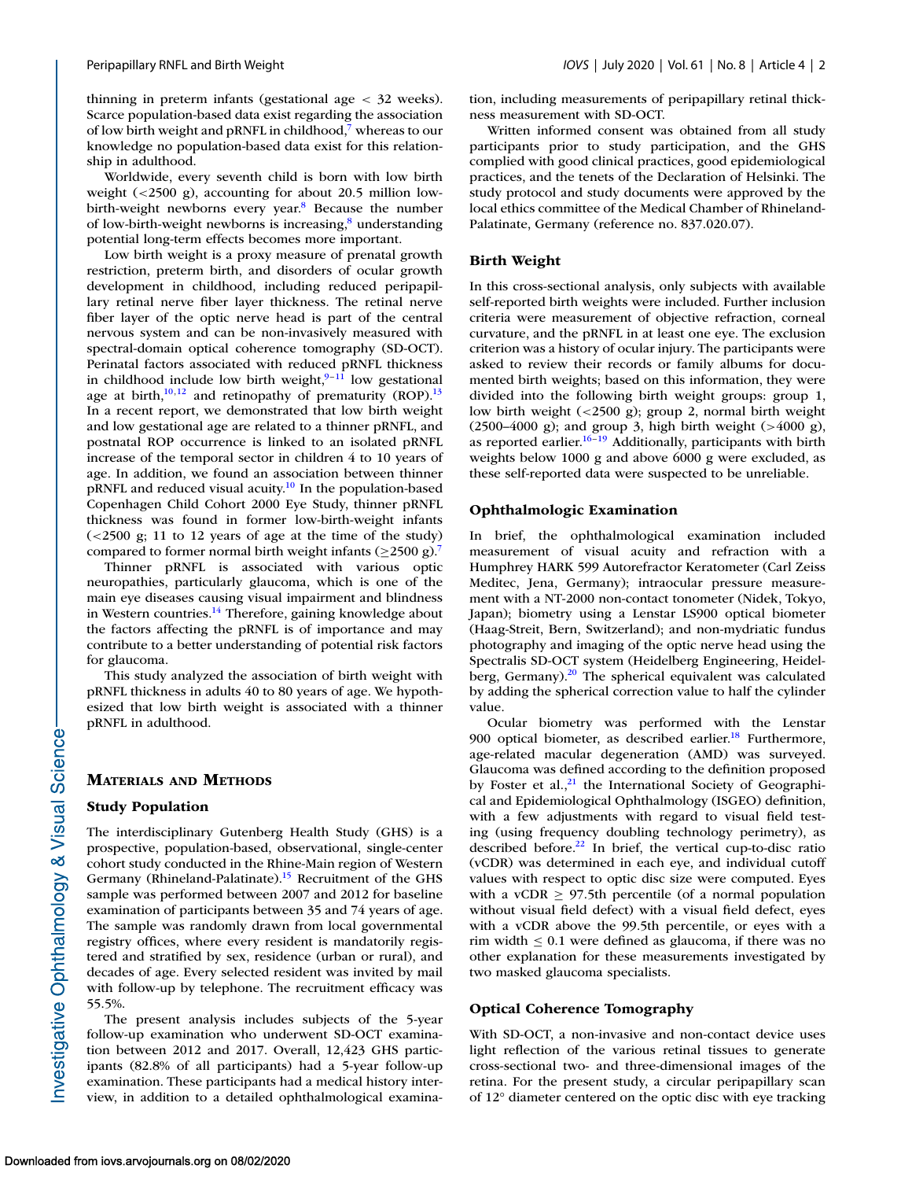thinning in preterm infants (gestational age < 32 weeks). Scarce population-based data exist regarding the association of low birth weight and pRNFL in childhood,[7] whereas to our knowledge no population-based data exist for this relationship in adulthood.

Worldwide, every seventh child is born with low birth weight (<2500 g), accounting for about 20.5 million low-birth-weight newborns every year.[8] Because the number of low-birth-weight newborns is increasing,[8] understanding potential long-term effects becomes more important.

Low birth weight is a proxy measure of prenatal growth restriction, preterm birth, and disorders of ocular growth development in childhood, including reduced peripapillary retinal nerve fiber layer thickness. The retinal nerve fiber layer of the optic nerve head is part of the central nervous system and can be non-invasively measured with spectral-domain optical coherence tomography (SD-OCT). Perinatal factors associated with reduced pRNFL thickness in childhood include low birth weight,[9–11] low gestational age at birth,[10,12] and retinopathy of prematurity (ROP).[13] In a recent report, we demonstrated that low birth weight and low gestational age are related to a thinner pRNFL, and postnatal ROP occurrence is linked to an isolated pRNFL increase of the temporal sector in children 4 to 10 years of age. In addition, we found an association between thinner pRNFL and reduced visual acuity.[10] In the population-based Copenhagen Child Cohort 2000 Eye Study, thinner pRNFL thickness was found in former low-birth-weight infants (<2500 g; 11 to 12 years of age at the time of the study) compared to former normal birth weight infants (≥2500 g).[7]

Thinner pRNFL is associated with various optic neuropathies, particularly glaucoma, which is one of the main eye diseases causing visual impairment and blindness in Western countries.[14] Therefore, gaining knowledge about the factors affecting the pRNFL is of importance and may contribute to a better understanding of potential risk factors for glaucoma.

This study analyzed the association of birth weight with pRNFL thickness in adults 40 to 80 years of age. We hypothesized that low birth weight is associated with a thinner pRNFL in adulthood.

## Materials and Methods

### Study Population

The interdisciplinary Gutenberg Health Study (GHS) is a prospective, population-based, observational, single-center cohort study conducted in the Rhine-Main region of Western Germany (Rhineland-Palatinate).[15] Recruitment of the GHS sample was performed between 2007 and 2012 for baseline examination of participants between 35 and 74 years of age. The sample was randomly drawn from local governmental registry offices, where every resident is mandatorily registered and stratified by sex, residence (urban or rural), and decades of age. Every selected resident was invited by mail with follow-up by telephone. The recruitment efficacy was 55.5%.

The present analysis includes subjects of the 5-year follow-up examination who underwent SD-OCT examination between 2012 and 2017. Overall, 12,423 GHS participants (82.8% of all participants) had a 5-year follow-up examination. These participants had a medical history interview, in addition to a detailed ophthalmological examination, including measurements of peripapillary retinal thickness measurement with SD-OCT.

Written informed consent was obtained from all study participants prior to study participation, and the GHS complied with good clinical practices, good epidemiological practices, and the tenets of the Declaration of Helsinki. The study protocol and study documents were approved by the local ethics committee of the Medical Chamber of Rhineland-Palatinate, Germany (reference no. 837.020.07).

### Birth Weight

In this cross-sectional analysis, only subjects with available self-reported birth weights were included. Further inclusion criteria were measurement of objective refraction, corneal curvature, and the pRNFL in at least one eye. The exclusion criterion was a history of ocular injury. The participants were asked to review their records or family albums for documented birth weights; based on this information, they were divided into the following birth weight groups: group 1, low birth weight (<2500 g); group 2, normal birth weight (2500–4000 g); and group 3, high birth weight (>4000 g), as reported earlier.[16–19] Additionally, participants with birth weights below 1000 g and above 6000 g were excluded, as these self-reported data were suspected to be unreliable.

### Ophthalmologic Examination

In brief, the ophthalmological examination included measurement of visual acuity and refraction with a Humphrey HARK 599 Autorefractor Keratometer (Carl Zeiss Meditec, Jena, Germany); intraocular pressure measurement with a NT-2000 non-contact tonometer (Nidek, Tokyo, Japan); biometry using a Lenstar LS900 optical biometer (Haag-Streit, Bern, Switzerland); and non-mydriatic fundus photography and imaging of the optic nerve head using the Spectralis SD-OCT system (Heidelberg Engineering, Heidelberg, Germany).[20] The spherical equivalent was calculated by adding the spherical correction value to half the cylinder value.

Ocular biometry was performed with the Lenstar 900 optical biometer, as described earlier.[18] Furthermore, age-related macular degeneration (AMD) was surveyed. Glaucoma was defined according to the definition proposed by Foster et al.,[21] the International Society of Geographical and Epidemiological Ophthalmology (ISGEO) definition, with a few adjustments with regard to visual field testing (using frequency doubling technology perimetry), as described before.[22] In brief, the vertical cup-to-disc ratio (vCDR) was determined in each eye, and individual cutoff values with respect to optic disc size were computed. Eyes with a vCDR ≥ 97.5th percentile (of a normal population without visual field defect) with a visual field defect, eyes with a vCDR above the 99.5th percentile, or eyes with a rim width ≤ 0.1 were defined as glaucoma, if there was no other explanation for these measurements investigated by two masked glaucoma specialists.

### Optical Coherence Tomography

With SD-OCT, a non-invasive and non-contact device uses light reflection of the various retinal tissues to generate cross-sectional two- and three-dimensional images of the retina. For the present study, a circular peripapillary scan of 12° diameter centered on the optic disc with eye tracking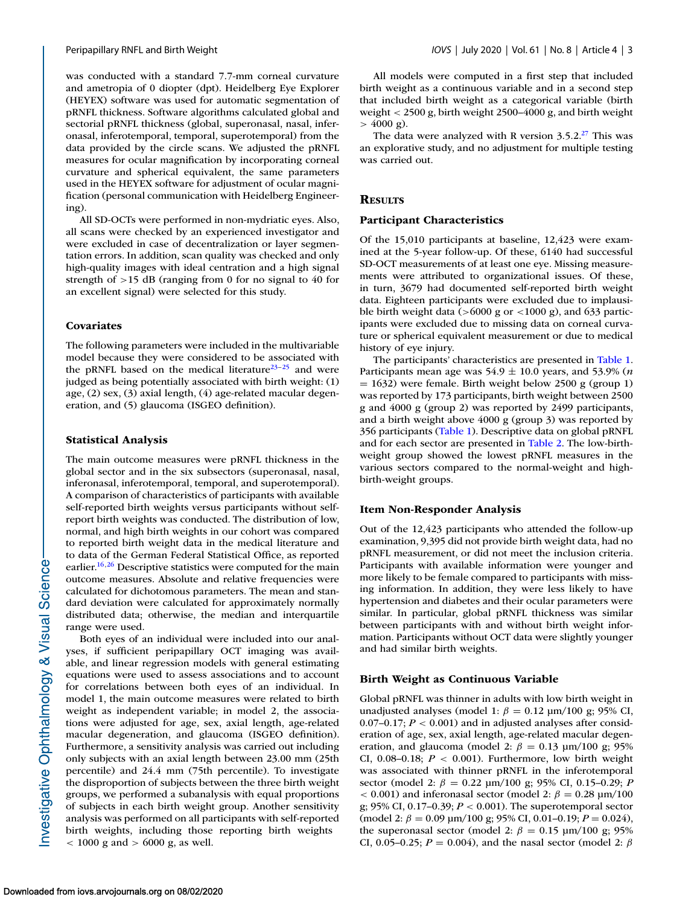was conducted with a standard 7.7-mm corneal curvature and ametropia of 0 diopter (dpt). Heidelberg Eye Explorer (HEYEX) software was used for automatic segmentation of pRNFL thickness. Software algorithms calculated global and sectorial pRNFL thickness (global, superonasal, nasal, inferonasal, inferotemporal, temporal, superotemporal) from the data provided by the circle scans. We adjusted the pRNFL measures for ocular magnification by incorporating corneal curvature and spherical equivalent, the same parameters used in the HEYEX software for adjustment of ocular magnification (personal communication with Heidelberg Engineering).

All SD-OCTs were performed in non-mydriatic eyes. Also, all scans were checked by an experienced investigator and were excluded in case of decentralization or layer segmentation errors. In addition, scan quality was checked and only high-quality images with ideal centration and a high signal strength of >15 dB (ranging from 0 for no signal to 40 for an excellent signal) were selected for this study.

### Covariates

The following parameters were included in the multivariable model because they were considered to be associated with the pRNFL based on the medical literature[23–25] and were judged as being potentially associated with birth weight: (1) age, (2) sex, (3) axial length, (4) age-related macular degeneration, and (5) glaucoma (ISGEO definition).

### Statistical Analysis

The main outcome measures were pRNFL thickness in the global sector and in the six subsectors (superonasal, nasal, inferonasal, inferotemporal, temporal, and superotemporal). A comparison of characteristics of participants with available self-reported birth weights versus participants without self-report birth weights was conducted. The distribution of low, normal, and high birth weights in our cohort was compared to reported birth weight data in the medical literature and to data of the German Federal Statistical Office, as reported earlier.[16,26] Descriptive statistics were computed for the main outcome measures. Absolute and relative frequencies were calculated for dichotomous parameters. The mean and standard deviation were calculated for approximately normally distributed data; otherwise, the median and interquartile range were used.

Both eyes of an individual were included into our analyses, if sufficient peripapillary OCT imaging was available, and linear regression models with general estimating equations were used to assess associations and to account for correlations between both eyes of an individual. In model 1, the main outcome measures were related to birth weight as independent variable; in model 2, the associations were adjusted for age, sex, axial length, age-related macular degeneration, and glaucoma (ISGEO definition). Furthermore, a sensitivity analysis was carried out including only subjects with an axial length between 23.00 mm (25th percentile) and 24.4 mm (75th percentile). To investigate the disproportion of subjects between the three birth weight groups, we performed a subanalysis with equal proportions of subjects in each birth weight group. Another sensitivity analysis was performed on all participants with self-reported birth weights, including those reporting birth weights < 1000 g and > 6000 g, as well.

All models were computed in a first step that included birth weight as a continuous variable and in a second step that included birth weight as a categorical variable (birth weight < 2500 g, birth weight 2500–4000 g, and birth weight > 4000 g).

The data were analyzed with R version 3.5.2.[27] This was an explorative study, and no adjustment for multiple testing was carried out.

## Results

### Participant Characteristics

Of the 15,010 participants at baseline, 12,423 were examined at the 5-year follow-up. Of these, 6140 had successful SD-OCT measurements of at least one eye. Missing measurements were attributed to organizational issues. Of these, in turn, 3679 had documented self-reported birth weight data. Eighteen participants were excluded due to implausible birth weight data (>6000 g or <1000 g), and 633 participants were excluded due to missing data on corneal curvature or spherical equivalent measurement or due to medical history of eye injury.

The participants' characteristics are presented in Table 1. Participants mean age was 54.9 ± 10.0 years, and 53.9% ($n = 1632$) were female. Birth weight below 2500 g (group 1) was reported by 173 participants, birth weight between 2500 g and 4000 g (group 2) was reported by 2499 participants, and a birth weight above 4000 g (group 3) was reported by 356 participants (Table 1). Descriptive data on global pRNFL and for each sector are presented in Table 2. The low-birth-weight group showed the lowest pRNFL measures in the various sectors compared to the normal-weight and high-birth-weight groups.

### Item Non-Responder Analysis

Out of the 12,423 participants who attended the follow-up examination, 9,395 did not provide birth weight data, had no pRNFL measurement, or did not meet the inclusion criteria. Participants with available information were younger and more likely to be female compared to participants with missing information. In addition, they were less likely to have hypertension and diabetes and their ocular parameters were similar. In particular, global pRNFL thickness was similar between participants with and without birth weight information. Participants without OCT data were slightly younger and had similar birth weights.

### Birth Weight as Continuous Variable

Global pRNFL was thinner in adults with low birth weight in unadjusted analyses (model 1: $\beta = 0.12$ µm/100 g; 95% CI, 0.07–0.17; $P < 0.001$) and in adjusted analyses after consideration of age, sex, axial length, age-related macular degeneration, and glaucoma (model 2: $\beta = 0.13$ µm/100 g; 95% CI, 0.08–0.18; $P < 0.001$). Furthermore, low birth weight was associated with thinner pRNFL in the inferotemporal sector (model 2: $\beta = 0.22$ µm/100 g; 95% CI, 0.15–0.29; $P < 0.001$) and inferonasal sector (model 2: $\beta = 0.28$ µm/100 g; 95% CI, 0.17–0.39; $P < 0.001$). The superotemporal sector (model 2: $\beta = 0.09$ µm/100 g; 95% CI, 0.01–0.19; $P = 0.024$), the superonasal sector (model 2: $\beta = 0.15$ µm/100 g; 95% CI, 0.05–0.25; $P = 0.004$), and the nasal sector (model 2: $\beta$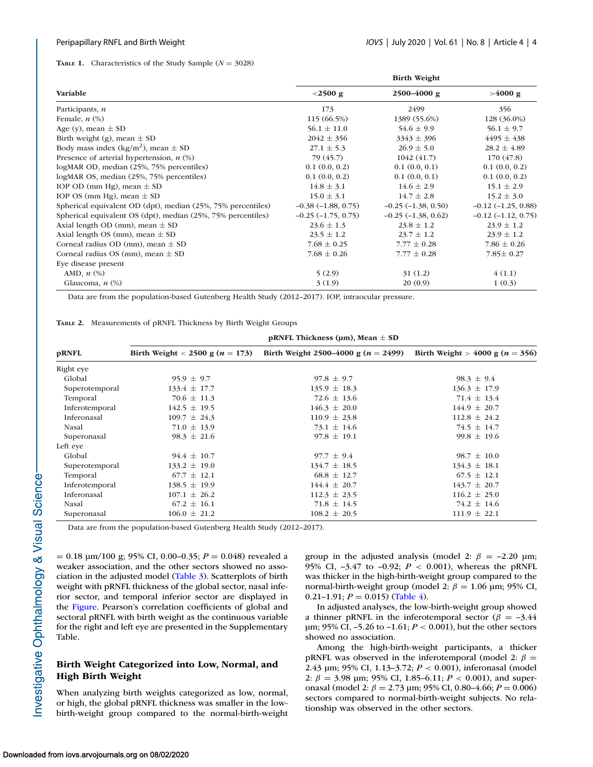**TABLE 1.** Characteristics of the Study Sample (N = 3028)

| Variable | Birth Weight | | |
|---|---|---|---|
| | <2500 g | 2500–4000 g | >4000 g |
| Participants, n | 173 | 2499 | 356 |
| Female, n (%) | 115 (66.5%) | 1389 (55.6%) | 128 (36.0%) |
| Age (y), mean ± SD | 56.1 ± 11.0 | 54.6 ± 9.9 | 56.1 ± 9.7 |
| Birth weight (g), mean ± SD | 2042 ± 356 | 3343 ± 396 | 4495 ± 438 |
| Body mass index (kg/m$^2$), mean ± SD | 27.1 ± 5.3 | 26.9 ± 5.0 | 28.2 ± 4.89 |
| Presence of arterial hypertension, n (%) | 79 (45.7) | 1042 (41.7) | 170 (47.8) |
| logMAR OD, median (25%, 75% percentiles) | 0.1 (0.0, 0.2) | 0.1 (0.0, 0.1) | 0.1 (0.0, 0.2) |
| logMAR OS, median (25%, 75% percentiles) | 0.1 (0.0, 0.2) | 0.1 (0.0, 0.1) | 0.1 (0.0, 0.2) |
| IOP OD (mm Hg), mean ± SD | 14.8 ± 3.1 | 14.6 ± 2.9 | 15.1 ± 2.9 |
| IOP OS (mm Hg), mean ± SD | 15.0 ± 3.1 | 14.7 ± 2.8 | 15.2 ± 3.0 |
| Spherical equivalent OD (dpt), median (25%, 75% percentiles) | –0.38 (–1.88, 0.75) | –0.25 (–1.38, 0.50) | –0.12 (–1.25, 0.88) |
| Spherical equivalent OS (dpt), median (25%, 75% percentiles) | –0.25 (–1.75, 0.75) | –0.25 (–1.38, 0.62) | –0.12 (–1.12, 0.75) |
| Axial length OD (mm), mean ± SD | 23.6 ± 1.3 | 23.8 ± 1.2 | 23.9 ± 1.2 |
| Axial length OS (mm), mean ± SD | 23.5 ± 1.2 | 23.7 ± 1.2 | 23.9 ± 1.2 |
| Corneal radius OD (mm), mean ± SD | 7.68 ± 0.25 | 7.77 ± 0.28 | 7.86 ± 0.26 |
| Corneal radius OS (mm), mean ± SD | 7.68 ± 0.26 | 7.77 ± 0.28 | 7.85± 0.27 |
| Eye disease present | | | |
| AMD, n (%) | 5 (2.9) | 31 (1.2) | 4 (1.1) |
| Glaucoma, n (%) | 3 (1.9) | 20 (0.9) | 1 (0.3) |

Data are from the population-based Gutenberg Health Study (2012–2017). IOP, intraocular pressure.

**TABLE 2.** Measurements of pRNFL Thickness by Birth Weight Groups

| pRNFL | pRNFL Thickness (µm), Mean ± SD | | |
|---|---|---|---|
| | Birth Weight < 2500 g (n = 173) | Birth Weight 2500–4000 g (n = 2499) | Birth Weight > 4000 g (n = 356) |
| Right eye | | | |
| Global | 95.9 ± 9.7 | 97.8 ± 9.7 | 98.3 ± 9.4 |
| Superotemporal | 133.4 ± 17.7 | 135.9 ± 18.3 | 136.3 ± 17.9 |
| Temporal | 70.6 ± 11.3 | 72.6 ± 13.6 | 71.4 ± 13.4 |
| Inferotemporal | 142.5 ± 19.5 | 146.3 ± 20.0 | 144.9 ± 20.7 |
| Inferonasal | 109.7 ± 24.3 | 110.9 ± 23.8 | 112.8 ± 24.2 |
| Nasal | 71.0 ± 13.9 | 73.1 ± 14.6 | 74.5 ± 14.7 |
| Superonasal | 98.3 ± 21.6 | 97.8 ± 19.1 | 99.8 ± 19.6 |
| Left eye | | | |
| Global | 94.4 ± 10.7 | 97.7 ± 9.4 | 98.7 ± 10.0 |
| Superotemporal | 133.2 ± 19.0 | 134.7 ± 18.5 | 134.3 ± 18.1 |
| Temporal | 67.7 ± 12.1 | 68.8 ± 12.7 | 67.5 ± 12.1 |
| Inferotemporal | 138.5 ± 19.9 | 144.4 ± 20.7 | 143.7 ± 20.7 |
| Inferonasal | 107.1 ± 26.2 | 112.3 ± 23.5 | 116.2 ± 25.0 |
| Nasal | 67.2 ± 16.1 | 71.8 ± 14.5 | 74.2 ± 14.6 |
| Superonasal | 106.0 ± 21.2 | 108.2 ± 20.5 | 111.9 ± 22.1 |

Data are from the population-based Gutenberg Health Study (2012–2017).

= 0.18 µm/100 g; 95% CI, 0.00–0.35; $P = 0.048$) revealed a weaker association, and the other sectors showed no association in the adjusted model (Table 3). Scatterplots of birth weight with pRNFL thickness of the global sector, nasal inferior sector, and temporal inferior sector are displayed in the Figure. Pearson's correlation coefficients of global and sectoral pRNFL with birth weight as the continuous variable for the right and left eye are presented in the Supplementary Table.

## Birth Weight Categorized into Low, Normal, and High Birth Weight

When analyzing birth weights categorized as low, normal, or high, the global pRNFL thickness was smaller in the low-birth-weight group compared to the normal-birth-weight group in the adjusted analysis (model 2: $\beta = -2.20$ µm; 95% CI, –3.47 to –0.92; $P < 0.001$), whereas the pRNFL was thicker in the high-birth-weight group compared to the normal-birth-weight group (model 2: $\beta = 1.06$ µm; 95% CI, 0.21–1.91; $P = 0.015$) (Table 4).

In adjusted analyses, the low-birth-weight group showed a thinner pRNFL in the inferotemporal sector ($\beta = -3.44$ µm; 95% CI, –5.26 to –1.61; $P < 0.001$), but the other sectors showed no association.

Among the high-birth-weight participants, a thicker pRNFL was observed in the inferotemporal (model 2: $\beta = 2.43$ µm; 95% CI, 1.13–3.72; $P < 0.001$), inferonasal (model 2: $\beta = 3.98$ µm; 95% CI, 1.85–6.11; $P < 0.001$), and superonasal (model 2: $\beta = 2.73$ µm; 95% CI, 0.80–4.66; $P = 0.006$) sectors compared to normal-birth-weight subjects. No relationship was observed in the other sectors.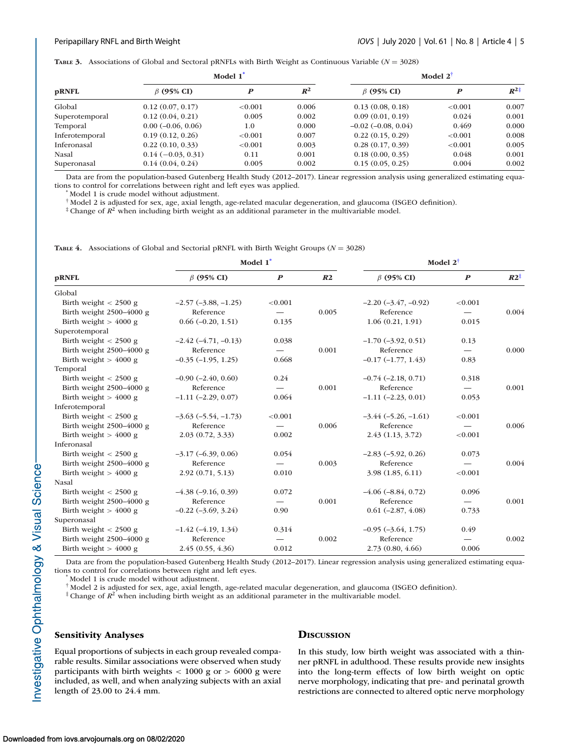**Table 3.** Associations of Global and Sectoral pRNFLs with Birth Weight as Continuous Variable ($N = 3028$)

| pRNFL | Model 1* | | | Model 2† | | |
|---|---|---|---|---|---|---|
| | $\beta$ (95% CI) | $P$ | $R^2$ | $\beta$ (95% CI) | $P$ | $R^{2}$‡ |
| Global | 0.12 (0.07, 0.17) | <0.001 | 0.006 | 0.13 (0.08, 0.18) | <0.001 | 0.007 |
| Superotemporal | 0.12 (0.04, 0.21) | 0.005 | 0.002 | 0.09 (0.01, 0.19) | 0.024 | 0.001 |
| Temporal | 0.00 (–0.06, 0.06) | 1.0 | 0.000 | –0.02 (–0.08, 0.04) | 0.469 | 0.000 |
| Inferotemporal | 0.19 (0.12, 0.26) | <0.001 | 0.007 | 0.22 (0.15, 0.29) | <0.001 | 0.008 |
| Inferonasal | 0.22 (0.10, 0.33) | <0.001 | 0.003 | 0.28 (0.17, 0.39) | <0.001 | 0.005 |
| Nasal | 0.14 (–0.03, 0.31) | 0.11 | 0.001 | 0.18 (0.00, 0.35) | 0.048 | 0.001 |
| Superonasal | 0.14 (0.04, 0.24) | 0.005 | 0.002 | 0.15 (0.05, 0.25) | 0.004 | 0.002 |

Data are from the population-based Gutenberg Health Study (2012–2017). Linear regression analysis using generalized estimating equations to control for correlations between right and left eyes was applied.

* Model 1 is crude model without adjustment.

† Model 2 is adjusted for sex, age, axial length, age-related macular degeneration, and glaucoma (ISGEO definition).

‡ Change of $R^2$ when including birth weight as an additional parameter in the multivariable model.

**Table 4.** Associations of Global and Sectorial pRNFL with Birth Weight Groups ($N = 3028$)

| pRNFL | Model 1* | | | Model 2† | | |
|---|---|---|---|---|---|---|
| | $\beta$ (95% CI) | $P$ | $R2$ | $\beta$ (95% CI) | $P$ | $R2$‡ |
| Global | | | | | | |
| Birth weight < 2500 g | –2.57 (–3.88, –1.25) | <0.001 | | –2.20 (–3.47, –0.92) | <0.001 | |
| Birth weight 2500–4000 g | Reference | — | 0.005 | Reference | — | 0.004 |
| Birth weight > 4000 g | 0.66 (–0.20, 1.51) | 0.135 | | 1.06 (0.21, 1.91) | 0.015 | |
| Superotemporal | | | | | | |
| Birth weight < 2500 g | –2.42 (–4.71, –0.13) | 0.038 | | –1.70 (–3.92, 0.51) | 0.13 | |
| Birth weight 2500–4000 g | Reference | — | 0.001 | Reference | — | 0.000 |
| Birth weight > 4000 g | –0.35 (–1.95, 1.25) | 0.668 | | –0.17 (–1.77, 1.43) | 0.83 | |
| Temporal | | | | | | |
| Birth weight < 2500 g | –0.90 (–2.40, 0.60) | 0.24 | | –0.74 (–2.18, 0.71) | 0.318 | |
| Birth weight 2500–4000 g | Reference | — | 0.001 | Reference | — | 0.001 |
| Birth weight > 4000 g | –1.11 (–2.29, 0.07) | 0.064 | | –1.11 (–2.23, 0.01) | 0.053 | |
| Inferotemporal | | | | | | |
| Birth weight < 2500 g | –3.63 (–5.54, –1.73) | <0.001 | | –3.44 (–5.26, –1.61) | <0.001 | |
| Birth weight 2500–4000 g | Reference | — | 0.006 | Reference | — | 0.006 |
| Birth weight > 4000 g | 2.03 (0.72, 3.33) | 0.002 | | 2.43 (1.13, 3.72) | <0.001 | |
| Inferonasal | | | | | | |
| Birth weight < 2500 g | –3.17 (–6.39, 0.06) | 0.054 | | –2.83 (–5.92, 0.26) | 0.073 | |
| Birth weight 2500–4000 g | Reference | — | 0.003 | Reference | — | 0.004 |
| Birth weight > 4000 g | 2.92 (0.71, 5.13) | 0.010 | | 3.98 (1.85, 6.11) | <0.001 | |
| Nasal | | | | | | |
| Birth weight < 2500 g | –4.38 (–9.16, 0.39) | 0.072 | | –4.06 (–8.84, 0.72) | 0.096 | |
| Birth weight 2500–4000 g | Reference | — | 0.001 | Reference | — | 0.001 |
| Birth weight > 4000 g | –0.22 (–3.69, 3.24) | 0.90 | | 0.61 (–2.87, 4.08) | 0.733 | |
| Superonasal | | | | | | |
| Birth weight < 2500 g | –1.42 (–4.19, 1.34) | 0.314 | | –0.95 (–3.64, 1.75) | 0.49 | |
| Birth weight 2500–4000 g | Reference | — | 0.002 | Reference | — | 0.002 |
| Birth weight > 4000 g | 2.45 (0.55, 4.36) | 0.012 | | 2.73 (0.80, 4.66) | 0.006 | |

Data are from the population-based Gutenberg Health Study (2012–2017). Linear regression analysis using generalized estimating equations to control for correlations between right and left eyes.

* Model 1 is crude model without adjustment.

† Model 2 is adjusted for sex, age, axial length, age-related macular degeneration, and glaucoma (ISGEO definition).

‡ Change of $R^2$ when including birth weight as an additional parameter in the multivariable model.

### Sensitivity Analyses

Equal proportions of subjects in each group revealed comparable results. Similar associations were observed when study participants with birth weights < 1000 g or > 6000 g were included, as well, and when analyzing subjects with an axial length of 23.00 to 24.4 mm.

## Discussion

In this study, low birth weight was associated with a thinner pRNFL in adulthood. These results provide new insights into the long-term effects of low birth weight on optic nerve morphology, indicating that pre- and perinatal growth restrictions are connected to altered optic nerve morphology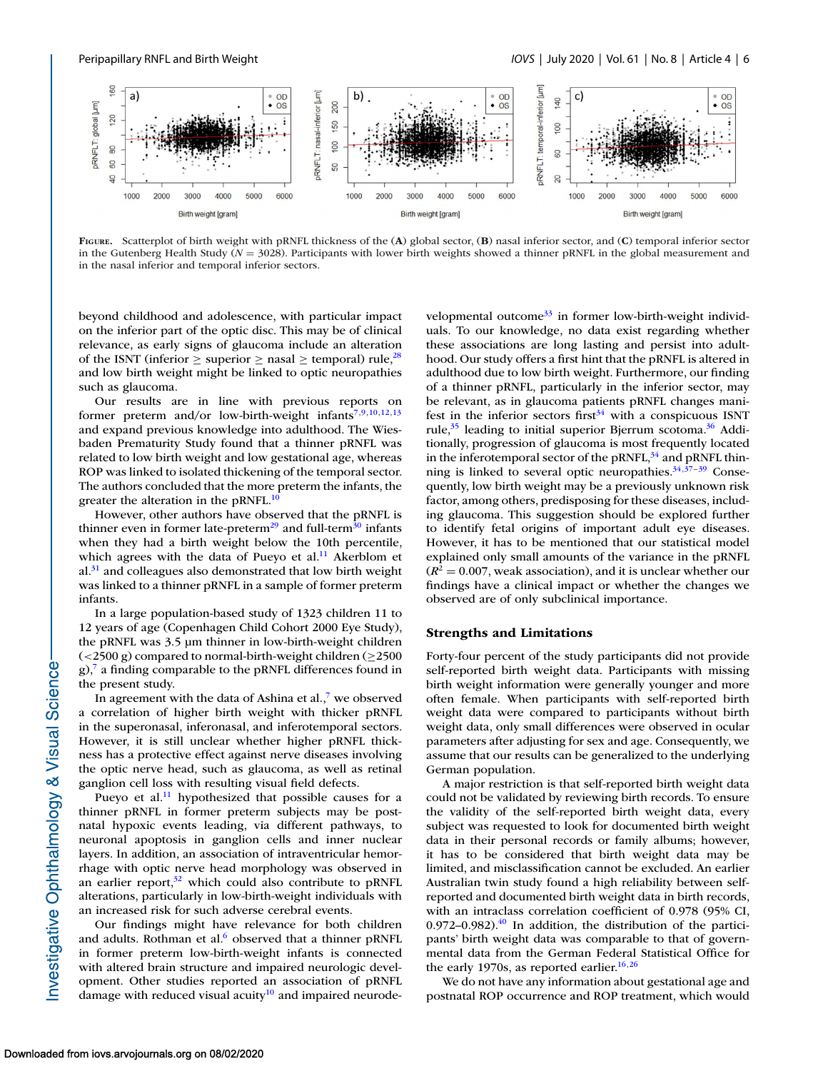**FIGURE.** Scatterplot of birth weight with pRNFL thickness of the (**A**) global sector, (**B**) nasal inferior sector, and (**C**) temporal inferior sector in the Gutenberg Health Study ($N = 3028$). Participants with lower birth weights showed a thinner pRNFL in the global measurement and in the nasal inferior and temporal inferior sectors.

beyond childhood and adolescence, with particular impact on the inferior part of the optic disc. This may be of clinical relevance, as early signs of glaucoma include an alteration of the ISNT (inferior ≥ superior ≥ nasal ≥ temporal) rule,[28] and low birth weight might be linked to optic neuropathies such as glaucoma.

Our results are in line with previous reports on former preterm and/or low-birth-weight infants[7,9,10,12,13] and expand previous knowledge into adulthood. The Wiesbaden Prematurity Study found that a thinner pRNFL was related to low birth weight and low gestational age, whereas ROP was linked to isolated thickening of the temporal sector. The authors concluded that the more preterm the infants, the greater the alteration in the pRNFL.[10]

However, other authors have observed that the pRNFL is thinner even in former late-preterm[29] and full-term[30] infants when they had a birth weight below the 10th percentile, which agrees with the data of Pueyo et al.[11] Akerblom et al.[31] and colleagues also demonstrated that low birth weight was linked to a thinner pRNFL in a sample of former preterm infants.

In a large population-based study of 1323 children 11 to 12 years of age (Copenhagen Child Cohort 2000 Eye Study), the pRNFL was 3.5 µm thinner in low-birth-weight children (<2500 g) compared to normal-birth-weight children (≥2500 g),[7] a finding comparable to the pRNFL differences found in the present study.

In agreement with the data of Ashina et al.,[7] we observed a correlation of higher birth weight with thicker pRNFL in the superonasal, inferonasal, and inferotemporal sectors. However, it is still unclear whether higher pRNFL thickness has a protective effect against nerve diseases involving the optic nerve head, such as glaucoma, as well as retinal ganglion cell loss with resulting visual field defects.

Pueyo et al.[11] hypothesized that possible causes for a thinner pRNFL in former preterm subjects may be postnatal hypoxic events leading, via different pathways, to neuronal apoptosis in ganglion cells and inner nuclear layers. In addition, an association of intraventricular hemorrhage with optic nerve head morphology was observed in an earlier report,[32] which could also contribute to pRNFL alterations, particularly in low-birth-weight individuals with an increased risk for such adverse cerebral events.

Our findings might have relevance for both children and adults. Rothman et al.[6] observed that a thinner pRNFL in former preterm low-birth-weight infants is connected with altered brain structure and impaired neurologic development. Other studies reported an association of pRNFL damage with reduced visual acuity[10] and impaired neurodevelopmental outcome[33] in former low-birth-weight individuals. To our knowledge, no data exist regarding whether these associations are long lasting and persist into adulthood. Our study offers a first hint that the pRNFL is altered in adulthood due to low birth weight. Furthermore, our finding of a thinner pRNFL, particularly in the inferior sector, may be relevant, as in glaucoma patients pRNFL changes manifest in the inferior sectors first[34] with a conspicuous ISNT rule,[35] leading to initial superior Bjerrum scotoma.[36] Additionally, progression of glaucoma is most frequently located in the inferotemporal sector of the pRNFL,[34] and pRNFL thinning is linked to several optic neuropathies.[34,37–39] Consequently, low birth weight may be a previously unknown risk factor, among others, predisposing for these diseases, including glaucoma. This suggestion should be explored further to identify fetal origins of important adult eye diseases. However, it has to be mentioned that our statistical model explained only small amounts of the variance in the pRNFL ($R^2 = 0.007$, weak association), and it is unclear whether our findings have a clinical impact or whether the changes we observed are of only subclinical importance.

## Strengths and Limitations

Forty-four percent of the study participants did not provide self-reported birth weight data. Participants with missing birth weight information were generally younger and more often female. When participants with self-reported birth weight data were compared to participants without birth weight data, only small differences were observed in ocular parameters after adjusting for sex and age. Consequently, we assume that our results can be generalized to the underlying German population.

A major restriction is that self-reported birth weight data could not be validated by reviewing birth records. To ensure the validity of the self-reported birth weight data, every subject was requested to look for documented birth weight data in their personal records or family albums; however, it has to be considered that birth weight data may be limited, and misclassification cannot be excluded. An earlier Australian twin study found a high reliability between self-reported and documented birth weight data in birth records, with an intraclass correlation coefficient of 0.978 (95% CI, 0.972–0.982).[40] In addition, the distribution of the participants' birth weight data was comparable to that of governmental data from the German Federal Statistical Office for the early 1970s, as reported earlier.[16,26]

We do not have any information about gestational age and postnatal ROP occurrence and ROP treatment, which would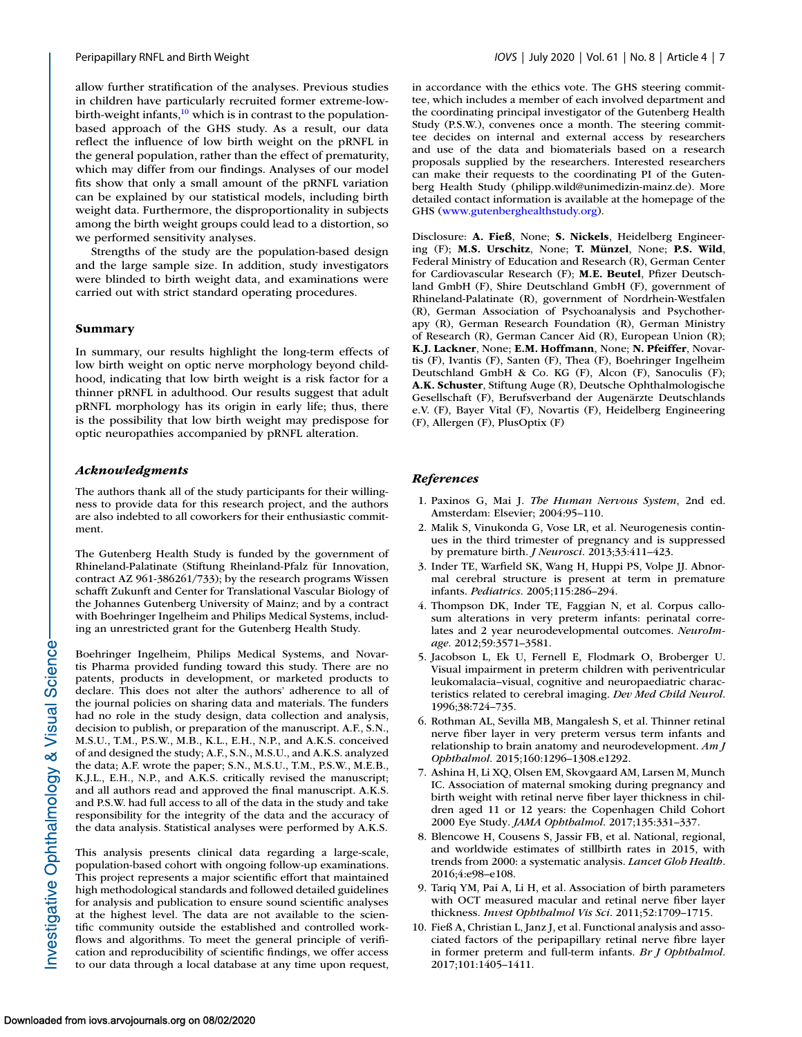allow further stratification of the analyses. Previous studies in children have particularly recruited former extreme-low-birth-weight infants,[10] which is in contrast to the population-based approach of the GHS study. As a result, our data reflect the influence of low birth weight on the pRNFL in the general population, rather than the effect of prematurity, which may differ from our findings. Analyses of our model fits show that only a small amount of the pRNFL variation can be explained by our statistical models, including birth weight data. Furthermore, the disproportionality in subjects among the birth weight groups could lead to a distortion, so we performed sensitivity analyses.

Strengths of the study are the population-based design and the large sample size. In addition, study investigators were blinded to birth weight data, and examinations were carried out with strict standard operating procedures.

## Summary

In summary, our results highlight the long-term effects of low birth weight on optic nerve morphology beyond childhood, indicating that low birth weight is a risk factor for a thinner pRNFL in adulthood. Our results suggest that adult pRNFL morphology has its origin in early life; thus, there is the possibility that low birth weight may predispose for optic neuropathies accompanied by pRNFL alteration.

### *Acknowledgments*

The authors thank all of the study participants for their willingness to provide data for this research project, and the authors are also indebted to all coworkers for their enthusiastic commitment.

The Gutenberg Health Study is funded by the government of Rhineland-Palatinate (Stiftung Rheinland-Pfalz für Innovation, contract AZ 961-386261/733); by the research programs Wissen schafft Zukunft and Center for Translational Vascular Biology of the Johannes Gutenberg University of Mainz; and by a contract with Boehringer Ingelheim and Philips Medical Systems, including an unrestricted grant for the Gutenberg Health Study.

Boehringer Ingelheim, Philips Medical Systems, and Novartis Pharma provided funding toward this study. There are no patents, products in development, or marketed products to declare. This does not alter the authors' adherence to all of the journal policies on sharing data and materials. The funders had no role in the study design, data collection and analysis, decision to publish, or preparation of the manuscript. A.F., S.N., M.S.U., T.M., P.S.W., M.B., K.L., E.H., N.P., and A.K.S. conceived of and designed the study; A.F., S.N., M.S.U., and A.K.S. analyzed the data; A.F. wrote the paper; S.N., M.S.U., T.M., P.S.W., M.E.B., K.J.L., E.H., N.P., and A.K.S. critically revised the manuscript; and all authors read and approved the final manuscript. A.K.S. and P.S.W. had full access to all of the data in the study and take responsibility for the integrity of the data and the accuracy of the data analysis. Statistical analyses were performed by A.K.S.

This analysis presents clinical data regarding a large-scale, population-based cohort with ongoing follow-up examinations. This project represents a major scientific effort that maintained high methodological standards and followed detailed guidelines for analysis and publication to ensure sound scientific analyses at the highest level. The data are not available to the scientific community outside the established and controlled workflows and algorithms. To meet the general principle of verification and reproducibility of scientific findings, we offer access to our data through a local database at any time upon request, in accordance with the ethics vote. The GHS steering committee, which includes a member of each involved department and the coordinating principal investigator of the Gutenberg Health Study (P.S.W.), convenes once a month. The steering committee decides on internal and external access by researchers and use of the data and biomaterials based on a research proposals supplied by the researchers. Interested researchers can make their requests to the coordinating PI of the Gutenberg Health Study (philipp.wild@unimedizin-mainz.de). More detailed contact information is available at the homepage of the GHS (www.gutenberghealthstudy.org).

Disclosure: **A. Fieß**, None; **S. Nickels**, Heidelberg Engineering (F); **M.S. Urschitz**, None; **T. Münzel**, None; **P.S. Wild**, Federal Ministry of Education and Research (R), German Center for Cardiovascular Research (F); **M.E. Beutel**, Pfizer Deutschland GmbH (F), Shire Deutschland GmbH (F), government of Rhineland-Palatinate (R), government of Nordrhein-Westfalen (R), German Association of Psychoanalysis and Psychotherapy (R), German Research Foundation (R), German Ministry of Research (R), German Cancer Aid (R), European Union (R); **K.J. Lackner**, None; **E.M. Hoffmann**, None; **N. Pfeiffer**, Novartis (F), Ivantis (F), Santen (F), Thea (F), Boehringer Ingelheim Deutschland GmbH & Co. KG (F), Alcon (F), Sanoculis (F); **A.K. Schuster**, Stiftung Auge (R), Deutsche Ophthalmologische Gesellschaft (F), Berufsverband der Augenärzte Deutschlands e.V. (F), Bayer Vital (F), Novartis (F), Heidelberg Engineering (F), Allergen (F), PlusOptix (F)

### *References*

1. Paxinos G, Mai J. *The Human Nervous System*, 2nd ed. Amsterdam: Elsevier; 2004:95–110.
2. Malik S, Vinukonda G, Vose LR, et al. Neurogenesis continues in the third trimester of pregnancy and is suppressed by premature birth. *J Neurosci*. 2013;33:411–423.
3. Inder TE, Warfield SK, Wang H, Huppi PS, Volpe JJ. Abnormal cerebral structure is present at term in premature infants. *Pediatrics*. 2005;115:286–294.
4. Thompson DK, Inder TE, Faggian N, et al. Corpus callosum alterations in very preterm infants: perinatal correlates and 2 year neurodevelopmental outcomes. *NeuroImage*. 2012;59:3571–3581.
5. Jacobson L, Ek U, Fernell E, Flodmark O, Broberger U. Visual impairment in preterm children with periventricular leukomalacia–visual, cognitive and neuropaediatric characteristics related to cerebral imaging. *Dev Med Child Neurol*. 1996;38:724–735.
6. Rothman AL, Sevilla MB, Mangalesh S, et al. Thinner retinal nerve fiber layer in very preterm versus term infants and relationship to brain anatomy and neurodevelopment. *Am J Ophthalmol*. 2015;160:1296–1308.e1292.
7. Ashina H, Li XQ, Olsen EM, Skovgaard AM, Larsen M, Munch IC. Association of maternal smoking during pregnancy and birth weight with retinal nerve fiber layer thickness in children aged 11 or 12 years: the Copenhagen Child Cohort 2000 Eye Study. *JAMA Ophthalmol*. 2017;135:331–337.
8. Blencowe H, Cousens S, Jassir FB, et al. National, regional, and worldwide estimates of stillbirth rates in 2015, with trends from 2000: a systematic analysis. *Lancet Glob Health*. 2016;4:e98–e108.
9. Tariq YM, Pai A, Li H, et al. Association of birth parameters with OCT measured macular and retinal nerve fiber layer thickness. *Invest Ophthalmol Vis Sci*. 2011;52:1709–1715.
10. Fieß A, Christian L, Janz J, et al. Functional analysis and associated factors of the peripapillary retinal nerve fibre layer in former preterm and full-term infants. *Br J Ophthalmol*. 2017;101:1405–1411.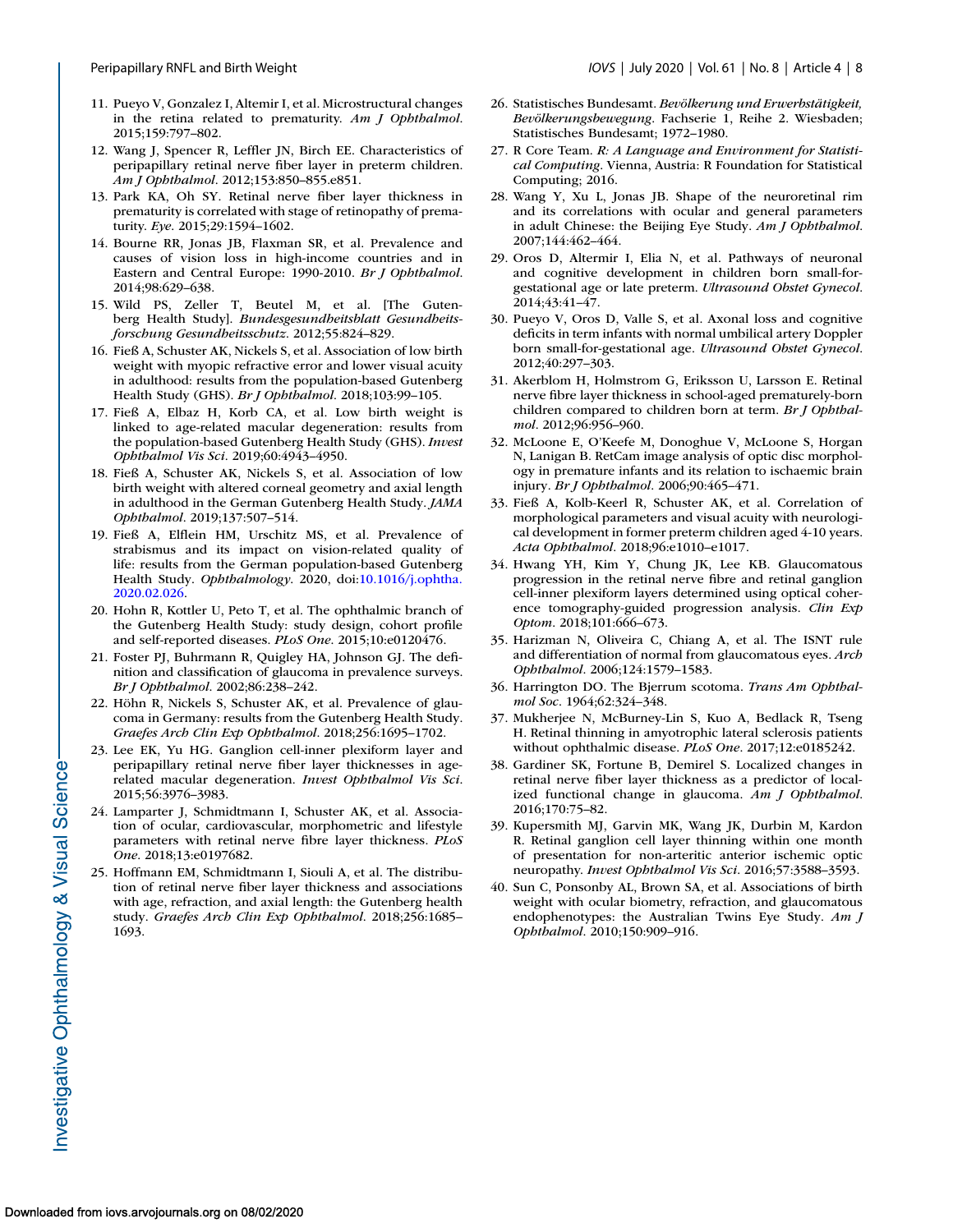11. Pueyo V, Gonzalez I, Altemir I, et al. Microstructural changes in the retina related to prematurity. *Am J Ophthalmol*. 2015;159:797–802.
12. Wang J, Spencer R, Leffler JN, Birch EE. Characteristics of peripapillary retinal nerve fiber layer in preterm children. *Am J Ophthalmol*. 2012;153:850–855.e851.
13. Park KA, Oh SY. Retinal nerve fiber layer thickness in prematurity is correlated with stage of retinopathy of prematurity. *Eye*. 2015;29:1594–1602.
14. Bourne RR, Jonas JB, Flaxman SR, et al. Prevalence and causes of vision loss in high-income countries and in Eastern and Central Europe: 1990-2010. *Br J Ophthalmol*. 2014;98:629–638.
15. Wild PS, Zeller T, Beutel M, et al. [The Gutenberg Health Study]. *Bundesgesundheitsblatt Gesundheitsforschung Gesundheitsschutz*. 2012;55:824–829.
16. Fieß A, Schuster AK, Nickels S, et al. Association of low birth weight with myopic refractive error and lower visual acuity in adulthood: results from the population-based Gutenberg Health Study (GHS). *Br J Ophthalmol*. 2018;103:99–105.
17. Fieß A, Elbaz H, Korb CA, et al. Low birth weight is linked to age-related macular degeneration: results from the population-based Gutenberg Health Study (GHS). *Invest Ophthalmol Vis Sci*. 2019;60:4943–4950.
18. Fieß A, Schuster AK, Nickels S, et al. Association of low birth weight with altered corneal geometry and axial length in adulthood in the German Gutenberg Health Study. *JAMA Ophthalmol*. 2019;137:507–514.
19. Fieß A, Elflein HM, Urschitz MS, et al. Prevalence of strabismus and its impact on vision-related quality of life: results from the German population-based Gutenberg Health Study. *Ophthalmology*. 2020, doi:10.1016/j.ophtha.2020.02.026.
20. Hohn R, Kottler U, Peto T, et al. The ophthalmic branch of the Gutenberg Health Study: study design, cohort profile and self-reported diseases. *PLoS One*. 2015;10:e0120476.
21. Foster PJ, Buhrmann R, Quigley HA, Johnson GJ. The definition and classification of glaucoma in prevalence surveys. *Br J Ophthalmol*. 2002;86:238–242.
22. Höhn R, Nickels S, Schuster AK, et al. Prevalence of glaucoma in Germany: results from the Gutenberg Health Study. *Graefes Arch Clin Exp Ophthalmol*. 2018;256:1695–1702.
23. Lee EK, Yu HG. Ganglion cell-inner plexiform layer and peripapillary retinal nerve fiber layer thicknesses in age-related macular degeneration. *Invest Ophthalmol Vis Sci*. 2015;56:3976–3983.
24. Lamparter J, Schmidtmann I, Schuster AK, et al. Association of ocular, cardiovascular, morphometric and lifestyle parameters with retinal nerve fibre layer thickness. *PLoS One*. 2018;13:e0197682.
25. Hoffmann EM, Schmidtmann I, Siouli A, et al. The distribution of retinal nerve fiber layer thickness and associations with age, refraction, and axial length: the Gutenberg health study. *Graefes Arch Clin Exp Ophthalmol*. 2018;256:1685–1693.
26. Statistisches Bundesamt. *Bevölkerung und Erwerbstätigkeit, Bevölkerungsbewegung*. Fachserie 1, Reihe 2. Wiesbaden; Statistisches Bundesamt; 1972–1980.
27. R Core Team. *R: A Language and Environment for Statistical Computing*. Vienna, Austria: R Foundation for Statistical Computing; 2016.
28. Wang Y, Xu L, Jonas JB. Shape of the neuroretinal rim and its correlations with ocular and general parameters in adult Chinese: the Beijing Eye Study. *Am J Ophthalmol*. 2007;144:462–464.
29. Oros D, Altermir I, Elia N, et al. Pathways of neuronal and cognitive development in children born small-for-gestational age or late preterm. *Ultrasound Obstet Gynecol*. 2014;43:41–47.
30. Pueyo V, Oros D, Valle S, et al. Axonal loss and cognitive deficits in term infants with normal umbilical artery Doppler born small-for-gestational age. *Ultrasound Obstet Gynecol*. 2012;40:297–303.
31. Akerblom H, Holmstrom G, Eriksson U, Larsson E. Retinal nerve fibre layer thickness in school-aged prematurely-born children compared to children born at term. *Br J Ophthalmol*. 2012;96:956–960.
32. McLoone E, O'Keefe M, Donoghue V, McLoone S, Horgan N, Lanigan B. RetCam image analysis of optic disc morphology in premature infants and its relation to ischaemic brain injury. *Br J Ophthalmol*. 2006;90:465–471.
33. Fieß A, Kolb-Keerl R, Schuster AK, et al. Correlation of morphological parameters and visual acuity with neurological development in former preterm children aged 4-10 years. *Acta Ophthalmol*. 2018;96:e1010–e1017.
34. Hwang YH, Kim Y, Chung JK, Lee KB. Glaucomatous progression in the retinal nerve fibre and retinal ganglion cell-inner plexiform layers determined using optical coherence tomography-guided progression analysis. *Clin Exp Optom*. 2018;101:666–673.
35. Harizman N, Oliveira C, Chiang A, et al. The ISNT rule and differentiation of normal from glaucomatous eyes. *Arch Ophthalmol*. 2006;124:1579–1583.
36. Harrington DO. The Bjerrum scotoma. *Trans Am Ophthalmol Soc*. 1964;62:324–348.
37. Mukherjee N, McBurney-Lin S, Kuo A, Bedlack R, Tseng H. Retinal thinning in amyotrophic lateral sclerosis patients without ophthalmic disease. *PLoS One*. 2017;12:e0185242.
38. Gardiner SK, Fortune B, Demirel S. Localized changes in retinal nerve fiber layer thickness as a predictor of localized functional change in glaucoma. *Am J Ophthalmol*. 2016;170:75–82.
39. Kupersmith MJ, Garvin MK, Wang JK, Durbin M, Kardon R. Retinal ganglion cell layer thinning within one month of presentation for non-arteritic anterior ischemic optic neuropathy. *Invest Ophthalmol Vis Sci*. 2016;57:3588–3593.
40. Sun C, Ponsonby AL, Brown SA, et al. Associations of birth weight with ocular biometry, refraction, and glaucomatous endophenotypes: the Australian Twins Eye Study. *Am J Ophthalmol*. 2010;150:909–916.